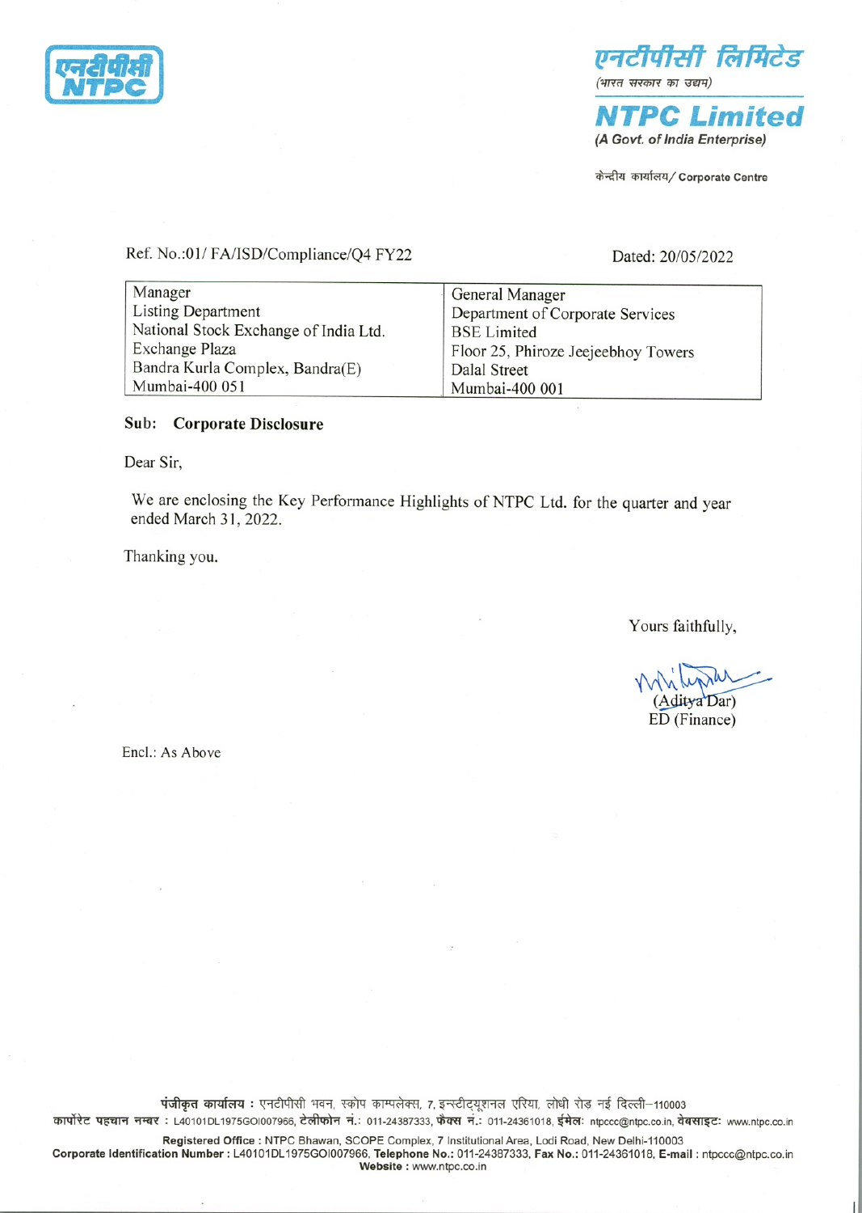एनटीपीसी लिमिटेड
(भारत सरकार का उद्यम)

**NTPC Limited**
*(A Govt. of India Enterprise)*

केन्द्रीय कार्यालय/ Corporate Centre

Ref. No.:01/ FA/ISD/Compliance/Q4 FY22

Dated: 20/05/2022

| | |
|---|---|
| Manager<br>Listing Department<br>National Stock Exchange of India Ltd.<br>Exchange Plaza<br>Bandra Kurla Complex, Bandra(E)<br>Mumbai-400 051 | General Manager<br>Department of Corporate Services<br>BSE Limited<br>Floor 25, Phiroze Jeejeebhoy Towers<br>Dalal Street<br>Mumbai-400 001 |

**Sub: Corporate Disclosure**

Dear Sir,

We are enclosing the Key Performance Highlights of NTPC Ltd. for the quarter and year ended March 31, 2022.

Thanking you.

Yours faithfully,

(Aditya Dar)
ED (Finance)

Encl.: As Above

**पंजीकृत कार्यालय :** एनटीपीसी भवन, स्कोप काम्पलेक्स, 7, इन्स्टीट्यूशनल एरिया, लोधी रोड नई दिल्ली–110003
**कार्पोरेट पहचान नम्बर :** L40101DL1975GOI007966, **टेलीफोन नं.:** 011-24387333, **फैक्स नं.:** 011-24361018, **ईमेल:** ntpccc@ntpc.co.in, **वेबसाइट:** www.ntpc.co.in

**Registered Office :** NTPC Bhawan, SCOPE Complex, 7 Institutional Area, Lodi Road, New Delhi-110003
**Corporate Identification Number :** L40101DL1975GOI007966, **Telephone No.:** 011-24387333, **Fax No.:** 011-24361018, **E-mail :** ntpccc@ntpc.co.in
**Website :** www.ntpc.co.in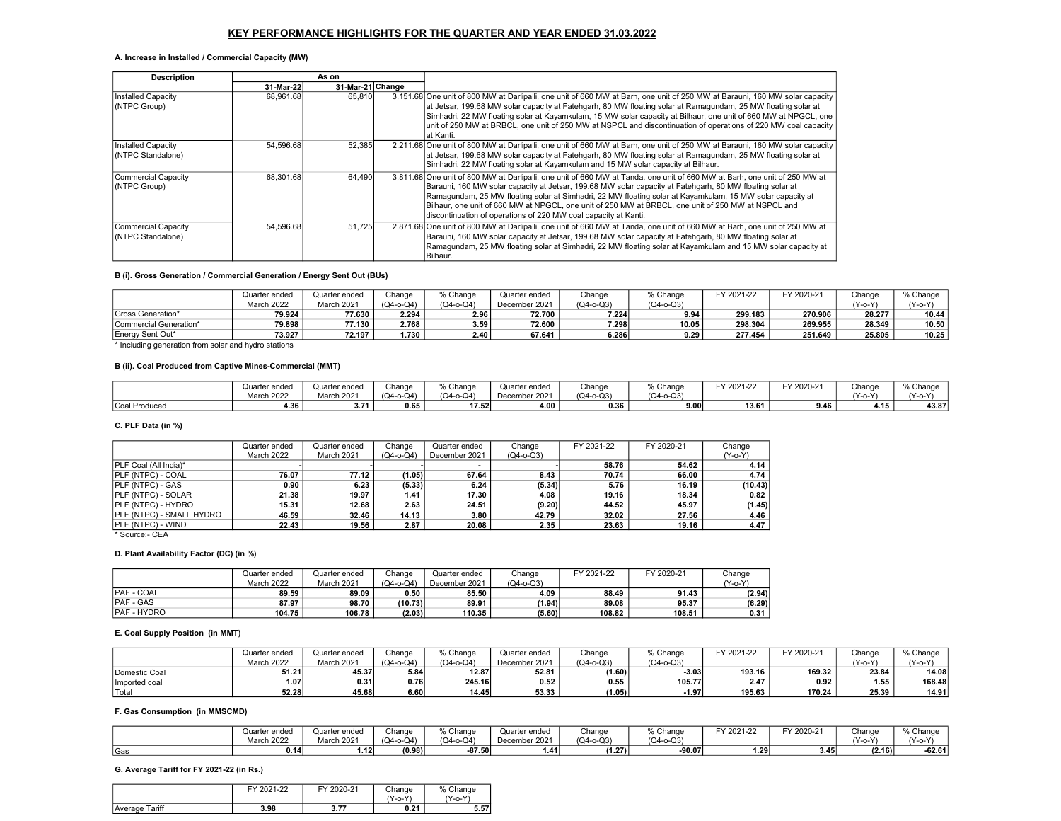## KEY PERFORMANCE HIGHLIGHTS FOR THE QUARTER AND YEAR ENDED 31.03.2022

### A. Increase in Installed / Commercial Capacity (MW)

| Description | As on | | | |
|---|---|---|---|---|
| | 31-Mar-22 | 31-Mar-21 | Change | |
| Installed Capacity (NTPC Group) | 68,961.68 | 65,810 | 3,151.68 | One unit of 800 MW at Darlipalli, one unit of 660 MW at Barh, one unit of 250 MW at Barauni, 160 MW solar capacity at Jetsar, 199.68 MW solar capacity at Fatehgarh, 80 MW floating solar at Ramagundam, 25 MW floating solar at Simhadri, 22 MW floating solar at Kayamkulam, 15 MW solar capacity at Bilhaur, one unit of 660 MW at NPGCL, one unit of 250 MW at BRBCL, one unit of 250 MW at NSPCL and discontinuation of operations of 220 MW coal capacity at Kanti. |
| Installed Capacity (NTPC Standalone) | 54,596.68 | 52,385 | 2,211.68 | One unit of 800 MW at Darlipalli, one unit of 660 MW at Barh, one unit of 250 MW at Barauni, 160 MW solar capacity at Jetsar, 199.68 MW solar capacity at Fatehgarh, 80 MW floating solar at Ramagundam, 25 MW floating solar at Simhadri, 22 MW floating solar at Kayamkulam and 15 MW solar capacity at Bilhaur. |
| Commercial Capacity (NTPC Group) | 68,301.68 | 64,490 | 3,811.68 | One unit of 800 MW at Darlipalli, one unit of 660 MW at Tanda, one unit of 660 MW at Barh, one unit of 250 MW at Barauni, 160 MW solar capacity at Jetsar, 199.68 MW solar capacity at Fatehgarh, 80 MW floating solar at Ramagundam, 25 MW floating solar at Simhadri, 22 MW floating solar at Kayamkulam, 15 MW solar capacity at Bilhaur, one unit of 660 MW at NPGCL, one unit of 250 MW at BRBCL, one unit of 250 MW at NSPCL and discontinuation of operations of 220 MW coal capacity at Kanti. |
| Commercial Capacity (NTPC Standalone) | 54,596.68 | 51,725 | 2,871.68 | One unit of 800 MW at Darlipalli, one unit of 660 MW at Tanda, one unit of 660 MW at Barh, one unit of 250 MW at Barauni, 160 MW solar capacity at Jetsar, 199.68 MW solar capacity at Fatehgarh, 80 MW floating solar at Ramagundam, 25 MW floating solar at Simhadri, 22 MW floating solar at Kayamkulam and 15 MW solar capacity at Bilhaur. |

### B (i). Gross Generation / Commercial Generation / Energy Sent Out (BUs)

| | Quarter ended March 2022 | Quarter ended March 2021 | Change (Q4-o-Q4) | % Change (Q4-o-Q4) | Quarter ended December 2021 | Change (Q4-o-Q3) | % Change (Q4-o-Q3) | FY 2021-22 | FY 2020-21 | Change (Y-o-Y) | % Change (Y-o-Y) |
|---|---|---|---|---|---|---|---|---|---|---|---|
| Gross Generation* | 79.924 | 77.630 | 2.294 | 2.96 | 72.700 | 7.224 | 9.94 | 299.183 | 270.906 | 28.277 | 10.44 |
| Commercial Generation* | 79.898 | 77.130 | 2.768 | 3.59 | 72.600 | 7.298 | 10.05 | 298.304 | 269.955 | 28.349 | 10.50 |
| Energy Sent Out* | 73.927 | 72.197 | 1.730 | 2.40 | 67.641 | 6.286 | 9.29 | 277.454 | 251.649 | 25.805 | 10.25 |

\* Including generation from solar and hydro stations

### B (ii). Coal Produced from Captive Mines-Commercial (MMT)

| | Quarter ended March 2022 | Quarter ended March 2021 | Change (Q4-o-Q4) | % Change (Q4-o-Q4) | Quarter ended December 2021 | Change (Q4-o-Q3) | % Change (Q4-o-Q3) | FY 2021-22 | FY 2020-21 | Change (Y-o-Y) | % Change (Y-o-Y) |
|---|---|---|---|---|---|---|---|---|---|---|---|
| Coal Produced | 4.36 | 3.71 | 0.65 | 17.52 | 4.00 | 0.36 | 9.00 | 13.61 | 9.46 | 4.15 | 43.87 |

### C. PLF Data (in %)

| | Quarter ended March 2022 | Quarter ended March 2021 | Change (Q4-o-Q4) | Quarter ended December 2021 | Change (Q4-o-Q3) | FY 2021-22 | FY 2020-21 | Change (Y-o-Y) |
|---|---|---|---|---|---|---|---|---|
| PLF Coal (All India)* | - | - | - | - | - | 58.76 | 54.62 | 4.14 |
| PLF (NTPC) - COAL | 76.07 | 77.12 | (1.05) | 67.64 | 8.43 | 70.74 | 66.00 | 4.74 |
| PLF (NTPC) - GAS | 0.90 | 6.23 | (5.33) | 6.24 | (5.34) | 5.76 | 16.19 | (10.43) |
| PLF (NTPC) - SOLAR | 21.38 | 19.97 | 1.41 | 17.30 | 4.08 | 19.16 | 18.34 | 0.82 |
| PLF (NTPC) - HYDRO | 15.31 | 12.68 | 2.63 | 24.51 | (9.20) | 44.52 | 45.97 | (1.45) |
| PLF (NTPC) - SMALL HYDRO | 46.59 | 32.46 | 14.13 | 3.80 | 42.79 | 32.02 | 27.56 | 4.46 |
| PLF (NTPC) - WIND | 22.43 | 19.56 | 2.87 | 20.08 | 2.35 | 23.63 | 19.16 | 4.47 |

\* Source:- CEA

### D. Plant Availability Factor (DC) (in %)

| | Quarter ended March 2022 | Quarter ended March 2021 | Change (Q4-o-Q4) | Quarter ended December 2021 | Change (Q4-o-Q3) | FY 2021-22 | FY 2020-21 | Change (Y-o-Y) |
|---|---|---|---|---|---|---|---|---|
| PAF - COAL | 89.59 | 89.09 | 0.50 | 85.50 | 4.09 | 88.49 | 91.43 | (2.94) |
| PAF - GAS | 87.97 | 98.70 | (10.73) | 89.91 | (1.94) | 89.08 | 95.37 | (6.29) |
| PAF - HYDRO | 104.75 | 106.78 | (2.03) | 110.35 | (5.60) | 108.82 | 108.51 | 0.31 |

### E. Coal Supply Position (in MMT)

| | Quarter ended March 2022 | Quarter ended March 2021 | Change (Q4-o-Q4) | % Change (Q4-o-Q4) | Quarter ended December 2021 | Change (Q4-o-Q3) | % Change (Q4-o-Q3) | FY 2021-22 | FY 2020-21 | Change (Y-o-Y) | % Change (Y-o-Y) |
|---|---|---|---|---|---|---|---|---|---|---|---|
| Domestic Coal | 51.21 | 45.37 | 5.84 | 12.87 | 52.81 | (1.60) | -3.03 | 193.16 | 169.32 | 23.84 | 14.08 |
| Imported coal | 1.07 | 0.31 | 0.76 | 245.16 | 0.52 | 0.55 | 105.77 | 2.47 | 0.92 | 1.55 | 168.48 |
| Total | 52.28 | 45.68 | 6.60 | 14.45 | 53.33 | (1.05) | -1.97 | 195.63 | 170.24 | 25.39 | 14.91 |

### F. Gas Consumption (in MMSCMD)

| | Quarter ended March 2022 | Quarter ended March 2021 | Change (Q4-o-Q4) | % Change (Q4-o-Q4) | Quarter ended December 2021 | Change (Q4-o-Q3) | % Change (Q4-o-Q3) | FY 2021-22 | FY 2020-21 | Change (Y-o-Y) | % Change (Y-o-Y) |
|---|---|---|---|---|---|---|---|---|---|---|---|
| Gas | 0.14 | 1.12 | (0.98) | -87.50 | 1.41 | (1.27) | -90.07 | 1.29 | 3.45 | (2.16) | -62.61 |

### G. Average Tariff for FY 2021-22 (in Rs.)

| | FY 2021-22 | FY 2020-21 | Change (Y-o-Y) | % Change (Y-o-Y) |
|---|---|---|---|---|
| Average Tariff | 3.98 | 3.77 | 0.21 | 5.57 |